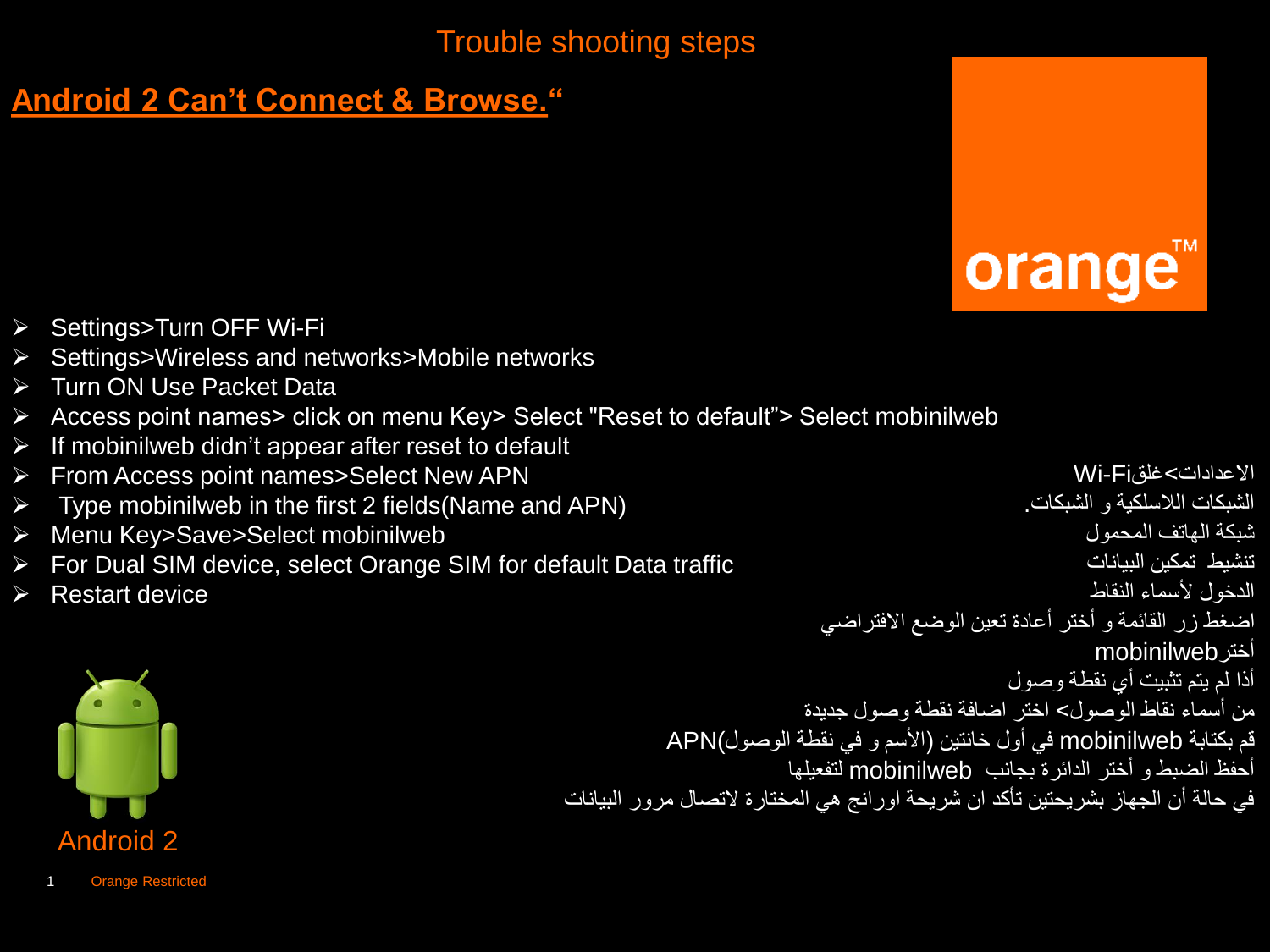# Trouble shooting steps

## Android 2 Can't Connect & Browse."

orange™

- Settings>Turn OFF Wi-Fi
- Settings>Wireless and networks>Mobile networks
- Turn ON Use Packet Data
- Access point names> click on menu Key> Select "Reset to default"> Select mobinilweb
- If mobinilweb didn't appear after reset to default
- From Access point names>Select New APN
- Type mobinilweb in the first 2 fields(Name and APN)
- Menu Key>Save>Select mobinilweb
- For Dual SIM device, select Orange SIM for default Data traffic
- Restart device

الاعدادات>غلقWi-Fi
الشبكات اللاسلكية و الشبكات.
شبكة الهاتف المحمول
تنشيط تمكين البيانات
الدخول لأسماء النقاط
اضغط زر القائمة و أختر أعادة تعين الوضع الافتراضي
أخترmobinilweb
أذا لم يتم تثبيت أي نقطة وصول
من أسماء نقاط الوصول> اختر اضافة نقطة وصول جديدة
قم بكتابة mobinilweb في أول خانتين (الأسم و في نقطة الوصول)APN
أحفظ الضبط و أختر الدائرة بجانب mobinilweb لتفعيلها
في حالة أن الجهاز بشريحتين تأكد ان شريحة اورانج هي المختارة لاتصال مرور البيانات

Android 2

Orange Restricted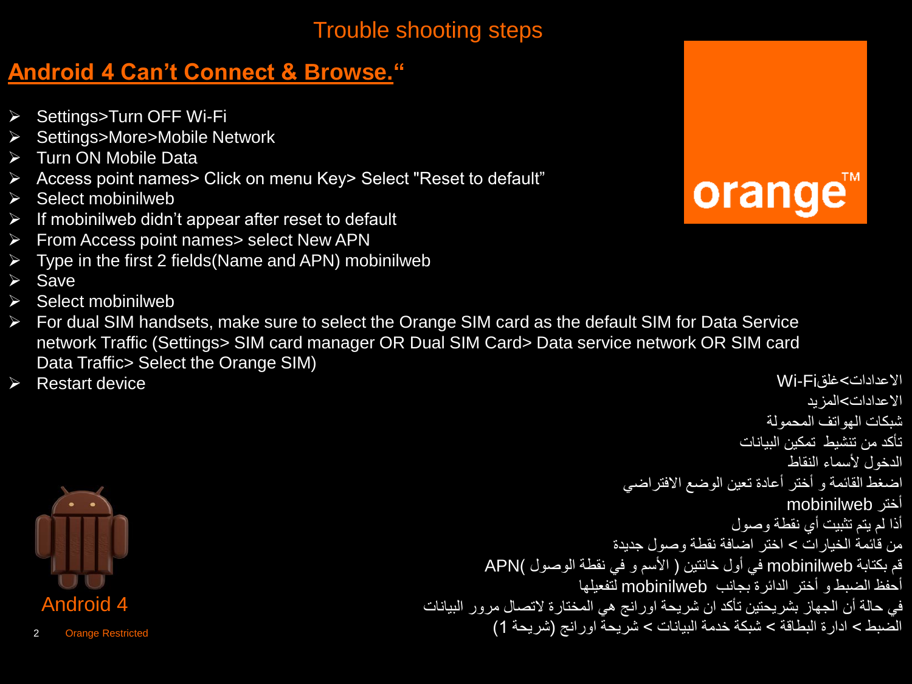Trouble shooting steps

## Android 4 Can’t Connect & Browse.“

- Settings>Turn OFF Wi-Fi
- Settings>More>Mobile Network
- Turn ON Mobile Data
- Access point names> Click on menu Key> Select "Reset to default”
- Select mobinilweb
- If mobinilweb didn’t appear after reset to default
- From Access point names> select New APN
- Type in the first 2 fields(Name and APN) mobinilweb
- Save
- Select mobinilweb
- For dual SIM handsets, make sure to select the Orange SIM card as the default SIM for Data Service network Traffic (Settings> SIM card manager OR Dual SIM Card> Data service network OR SIM card Data Traffic> Select the Orange SIM)
- Restart device

الاعدادات>غلقWi-Fi
الاعدادات>المزيد
شبكات الهواتف المحمولة
تأكد من تنشيط تمكين البيانات
الدخول لأسماء النقاط
اضغط القائمة و أختر أعادة تعين الوضع الافتراضي
أختر mobinilweb
أذا لم يتم تثبيت أي نقطة وصول
من قائمة الخيارات > اختر اضافة نقطة وصول جديدة
قم بكتابة mobinilweb في أول خانتين ( الأسم و في نقطة الوصول )APN
أحفظ الضبط و أختر الدائرة بجانب mobinilweb لتفعيلها
في حالة أن الجهاز بشريحتين تأكد ان شريحة اورانج هي المختارة لاتصال مرور البيانات
الضبط > ادارة البطاقة > شبكة خدمة البيانات > شريحة اورانج (شريحة 1)

Android 4

Orange Restricted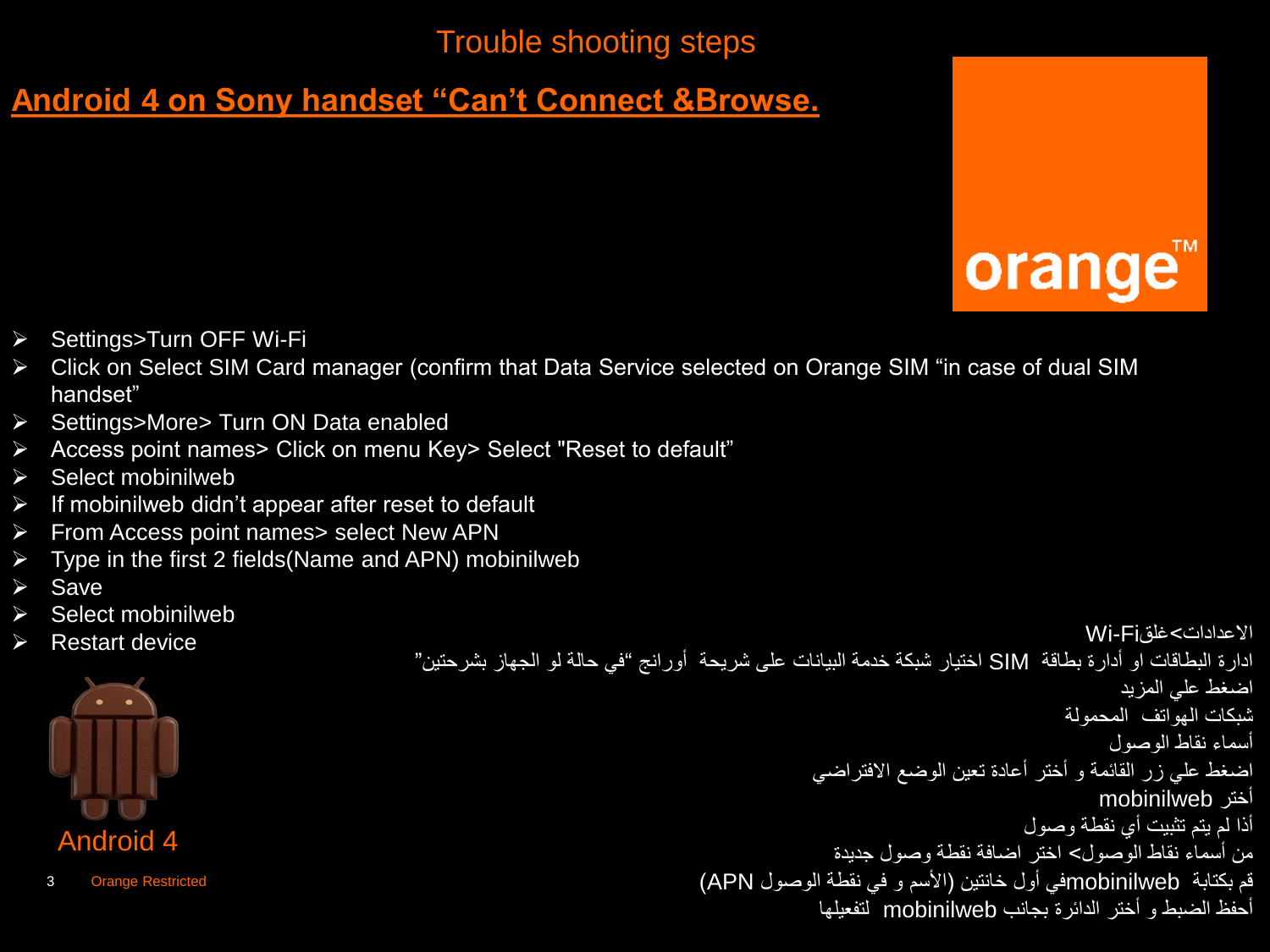# Trouble shooting steps

## Android 4 on Sony handset “Can’t Connect &Browse.

orange™

- Settings>Turn OFF Wi-Fi
- Click on Select SIM Card manager (confirm that Data Service selected on Orange SIM “in case of dual SIM handset”
- Settings>More> Turn ON Data enabled
- Access point names> Click on menu Key> Select "Reset to default”
- Select mobinilweb
- If mobinilweb didn’t appear after reset to default
- From Access point names> select New APN
- Type in the first 2 fields(Name and APN) mobinilweb
- Save
- Select mobinilweb
- Restart device

الاعدادات>غلقWi-Fi
ادارة البطاقات او أدارة بطاقة SIM اختيار شبكة خدمة البيانات على شريحة أورانج "في حالة لو الجهاز بشرحتين"
اضغط علي المزيد
شبكات الهواتف المحمولة
أسماء نقاط الوصول
اضغط علي زر القائمة و أختر أعادة تعين الوضع الافتراضي
أختر mobinilweb
اذا لم يتم تثبيت أي نقطة وصول
من أسماء نقاط الوصول> اختر اضافة نقطة وصول جديدة
قم بكتابة mobinilwebفي أول خانتين (الأسم و في نقطة الوصول APN)
أحفظ الضبط و أختر الدائرة بجانب mobinilweb لتفعيلها

Android 4

Orange Restricted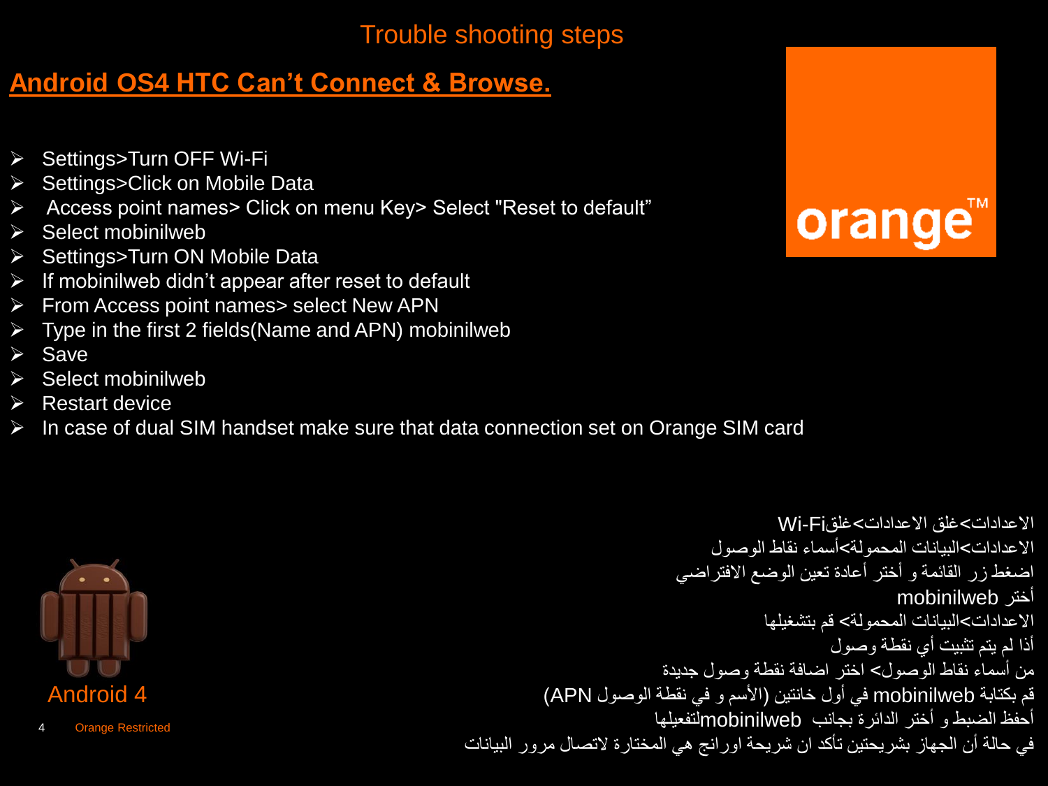# Trouble shooting steps

## Android OS4 HTC Can't Connect & Browse.

- Settings>Turn OFF Wi-Fi
- Settings>Click on Mobile Data
- Access point names> Click on menu Key> Select "Reset to default"
- Select mobinilweb
- Settings>Turn ON Mobile Data
- If mobinilweb didn't appear after reset to default
- From Access point names> select New APN
- Type in the first 2 fields(Name and APN) mobinilweb
- Save
- Select mobinilweb
- Restart device
- In case of dual SIM handset make sure that data connection set on Orange SIM card

orange™

الاعدادات>غلق الاعدادات>غلقWi-Fi
الاعدادات>البيانات المحمولة>أسماء نقاط الوصول
اضغط زر القائمة و أختر أعادة تعين الوضع الافتراضي
أختر mobinilweb
الاعدادات>البيانات المحمولة> قم بتشغيلها
أذا لم يتم تثبيت أي نقطة وصول
من أسماء نقاط الوصول> اختر اضافة نقطة وصول جديدة
قم بكتابة mobinilweb في أول خانتين (الأسم و في نقطة الوصول APN)
أحفظ الضبط و أختر الدائرة بجانب mobinilwebلتفعيلها
في حالة أن الجهاز بشريحتين تأكد ان شريحة اورانج هي المختارة لاتصال مرور البيانات

Android 4

Orange Restricted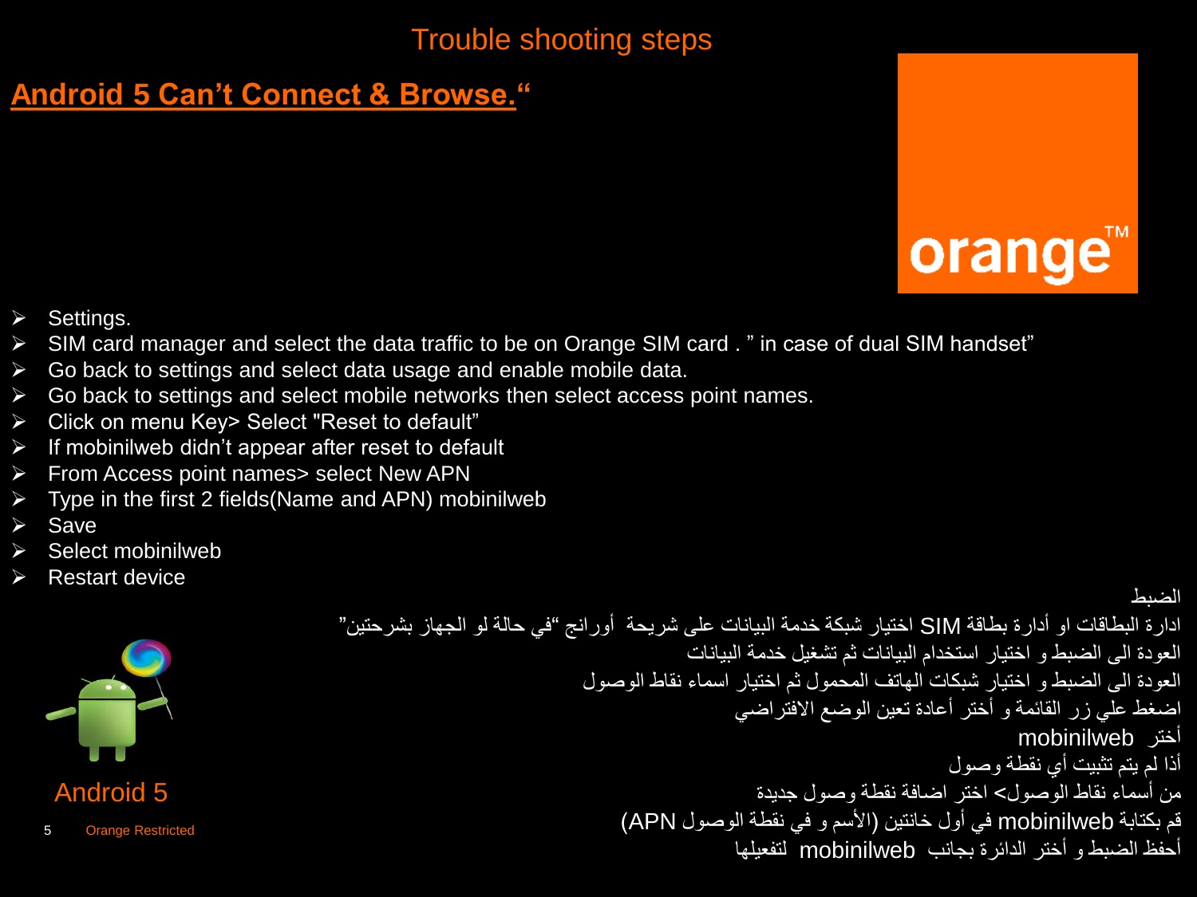# Trouble shooting steps

## Android 5 Can't Connect & Browse."

- Settings.
- SIM card manager and select the data traffic to be on Orange SIM card . " in case of dual SIM handset"
- Go back to settings and select data usage and enable mobile data.
- Go back to settings and select mobile networks then select access point names.
- Click on menu Key> Select "Reset to default"
- If mobinilweb didn't appear after reset to default
- From Access point names> select New APN
- Type in the first 2 fields(Name and APN) mobinilweb
- Save
- Select mobinilweb
- Restart device

الضبط

ادارة البطاقات او أدارة بطاقة SIM اختيار شبكة خدمة البيانات على شريحة أورانج "في حالة لو الجهاز بشرحتين"

العودة الى الضبط و اختيار استخدام البيانات ثم تشغيل خدمة البيانات

العودة الى الضبط و اختيار شبكات الهاتف المحمول ثم اختيار اسماء نقاط الوصول

اضغط علي زر القائمة و أختر أعادة تعين الوضع الافتراضي

أختر mobinilweb

أذا لم يتم تثبيت أي نقطة وصول

من أسماء نقاط الوصول> اختر اضافة نقطة وصول جديدة

قم بكتابة mobinilweb في أول خانتين (الأسم و في نقطة الوصول APN)

أحفظ الضبط و أختر الدائرة بجانب mobinilweb لتفعيلها

Android 5

Orange Restricted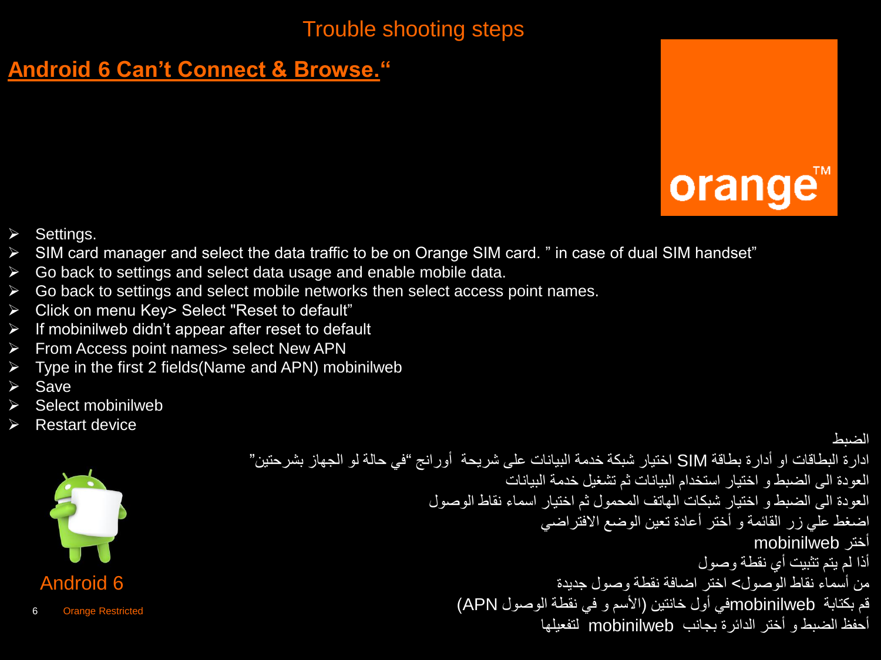# Trouble shooting steps

## Android 6 Can't Connect & Browse."

orange™

- Settings.
- SIM card manager and select the data traffic to be on Orange SIM card. " in case of dual SIM handset"
- Go back to settings and select data usage and enable mobile data.
- Go back to settings and select mobile networks then select access point names.
- Click on menu Key> Select "Reset to default"
- If mobilinweb didn't appear after reset to default
- From Access point names> select New APN
- Type in the first 2 fields(Name and APN) mobilinweb
- Save
- Select mobilinweb
- Restart device

الضبط
ادارة البطاقات او أدارة بطاقة SIM اختيار شبكة خدمة البيانات على شريحة أورانج "في حالة لو الجهاز بشرحتين"
العودة الى الضبط و اختيار استخدام البيانات ثم تشغيل خدمة البيانات
العودة الى الضبط و اختيار شبكات الهاتف المحمول ثم اختيار اسماء نقاط الوصول
اضغط علي زر القائمة و أختر أعادة تعين الوضع الافتراضي
أختر mobinilweb
أذا لم يتم تثبيت أي نقطة وصول
من أسماء نقاط الوصول> اختر اضافة نقطة وصول جديدة
قم بكتابة mobinilwebفي أول خانتين (الأسم و في نقطة الوصول APN)
أحفظ الضبط و أختر الدائرة بجانب mobinilweb لتفعيلها

Android 6

Orange Restricted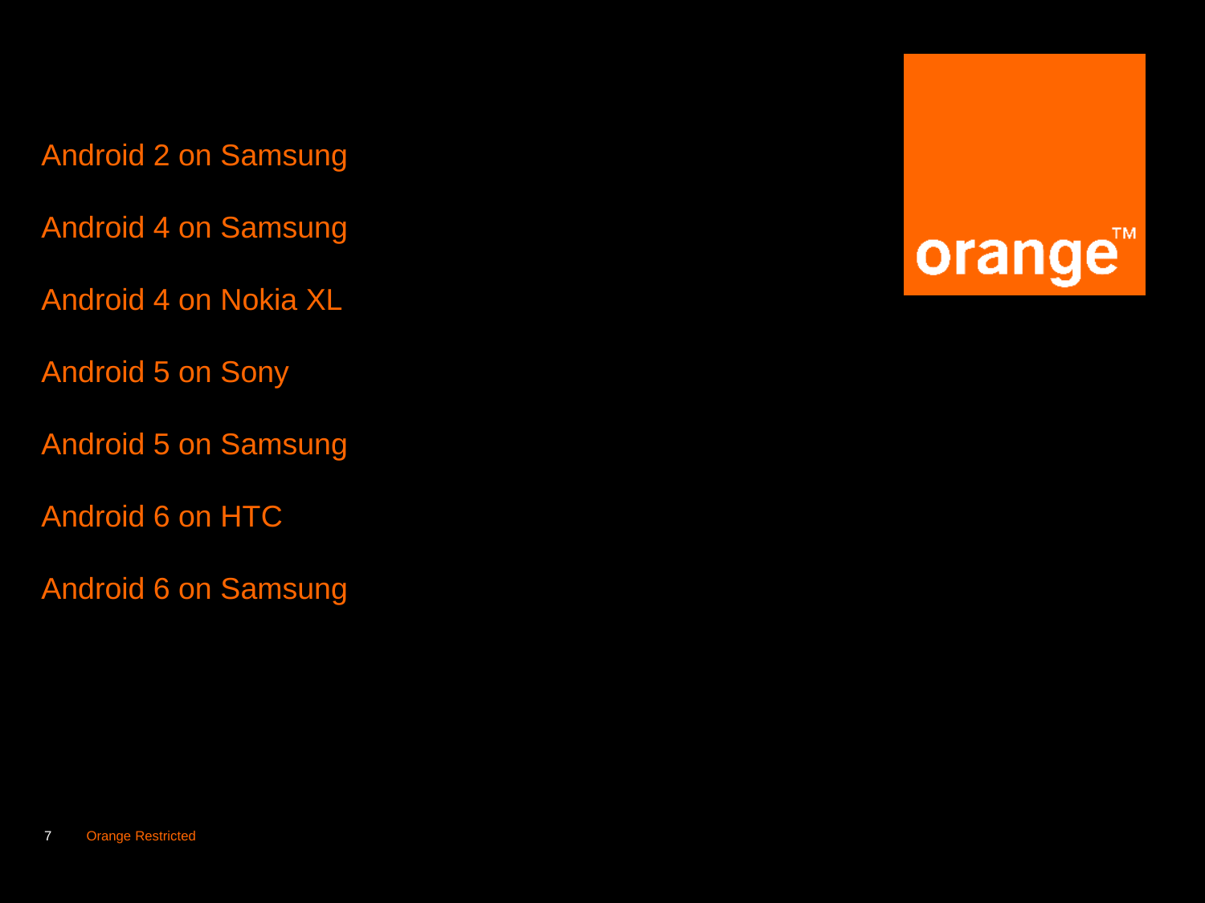Android 2 on Samsung

Android 4 on Samsung

Android 4 on Nokia XL

Android 5 on Sony

Android 5 on Samsung

Android 6 on HTC

Android 6 on Samsung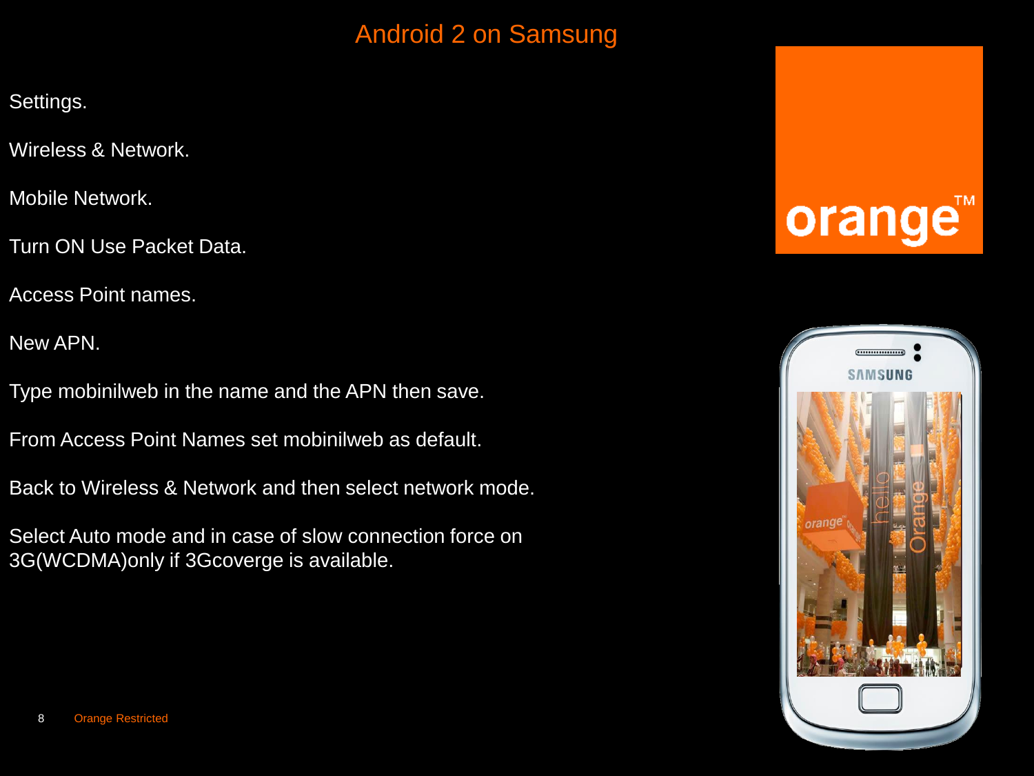# Android 2 on Samsung

Settings.

Wireless & Network.

Mobile Network.

Turn ON Use Packet Data.

Access Point names.

New APN.

Type mobinilweb in the name and the APN then save.

From Access Point Names set mobinilweb as default.

Back to Wireless & Network and then select network mode.

Select Auto mode and in case of slow connection force on 3G(WCDMA)only if 3Gcoverge is available.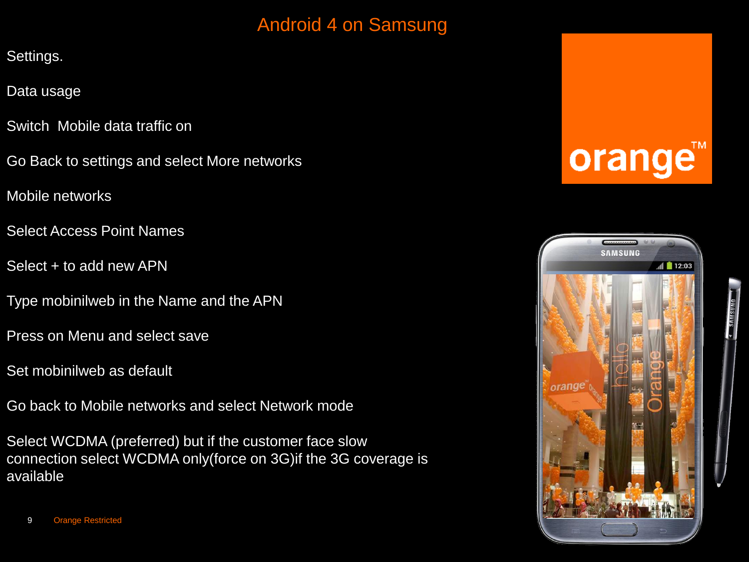# Android 4 on Samsung

Settings.

Data usage

Switch  Mobile data traffic on

Go Back to settings and select More networks

Mobile networks

Select Access Point Names

Select + to add new APN

Type mobinilweb in the Name and the APN

Press on Menu and select save

Set mobinilweb as default

Go back to Mobile networks and select Network mode

Select WCDMA (preferred) but if the customer face slow connection select WCDMA only(force on 3G)if the 3G coverage is available

Orange Restricted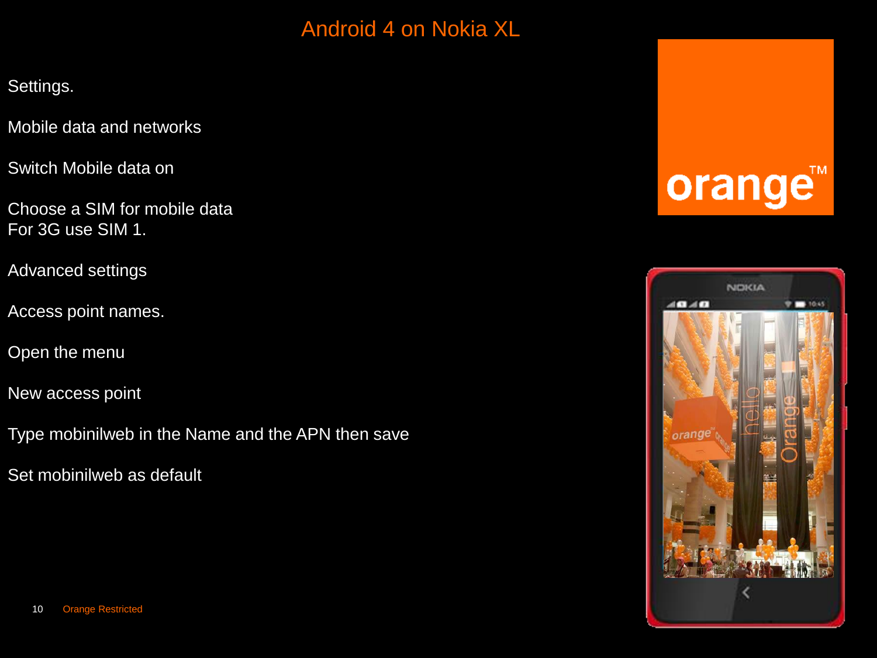# Android 4 on Nokia XL

Settings.

Mobile data and networks

Switch Mobile data on

Choose a SIM for mobile data
For 3G use SIM 1.

Advanced settings

Access point names.

Open the menu

New access point

Type mobinilweb in the Name and the APN then save

Set mobinilweb as default

Orange Restricted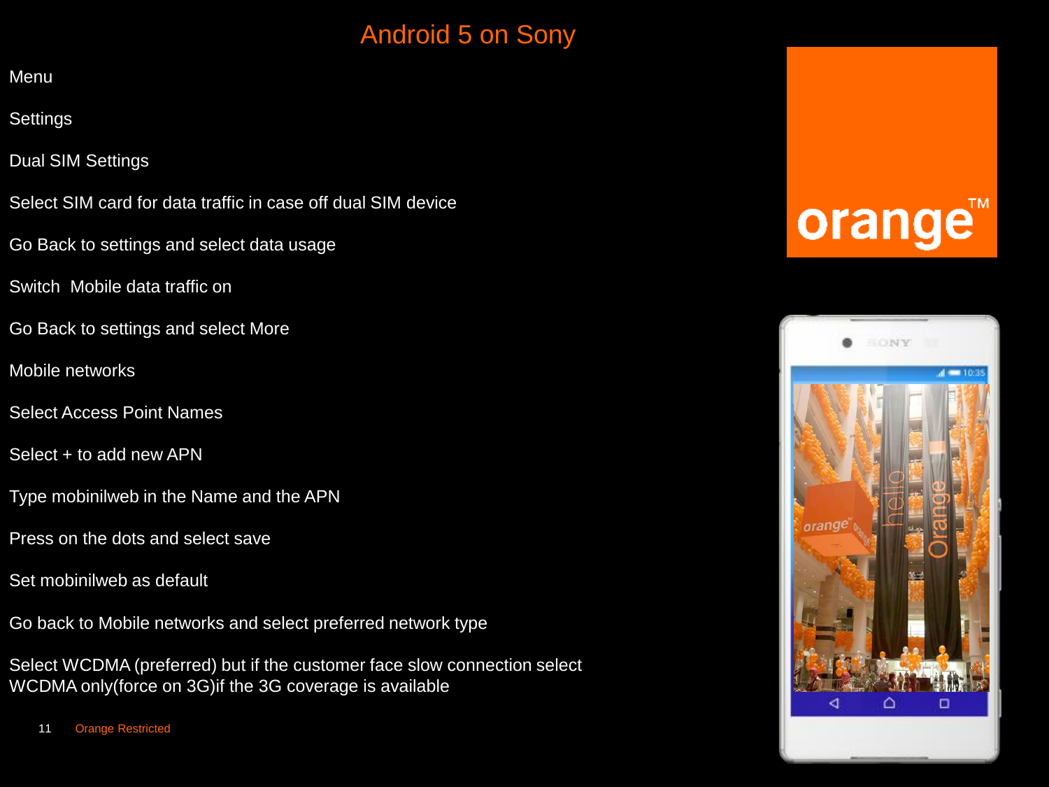# Android 5 on Sony

Menu

Settings

Dual SIM Settings

Select SIM card for data traffic in case off dual SIM device

Go Back to settings and select data usage

Switch  Mobile data traffic on

Go Back to settings and select More

Mobile networks

Select Access Point Names

Select + to add new APN

Type mobinilweb in the Name and the APN

Press on the dots and select save

Set mobinilweb as default

Go back to Mobile networks and select preferred network type

Select WCDMA (preferred) but if the customer face slow connection select WCDMA only(force on 3G)if the 3G coverage is available

Orange Restricted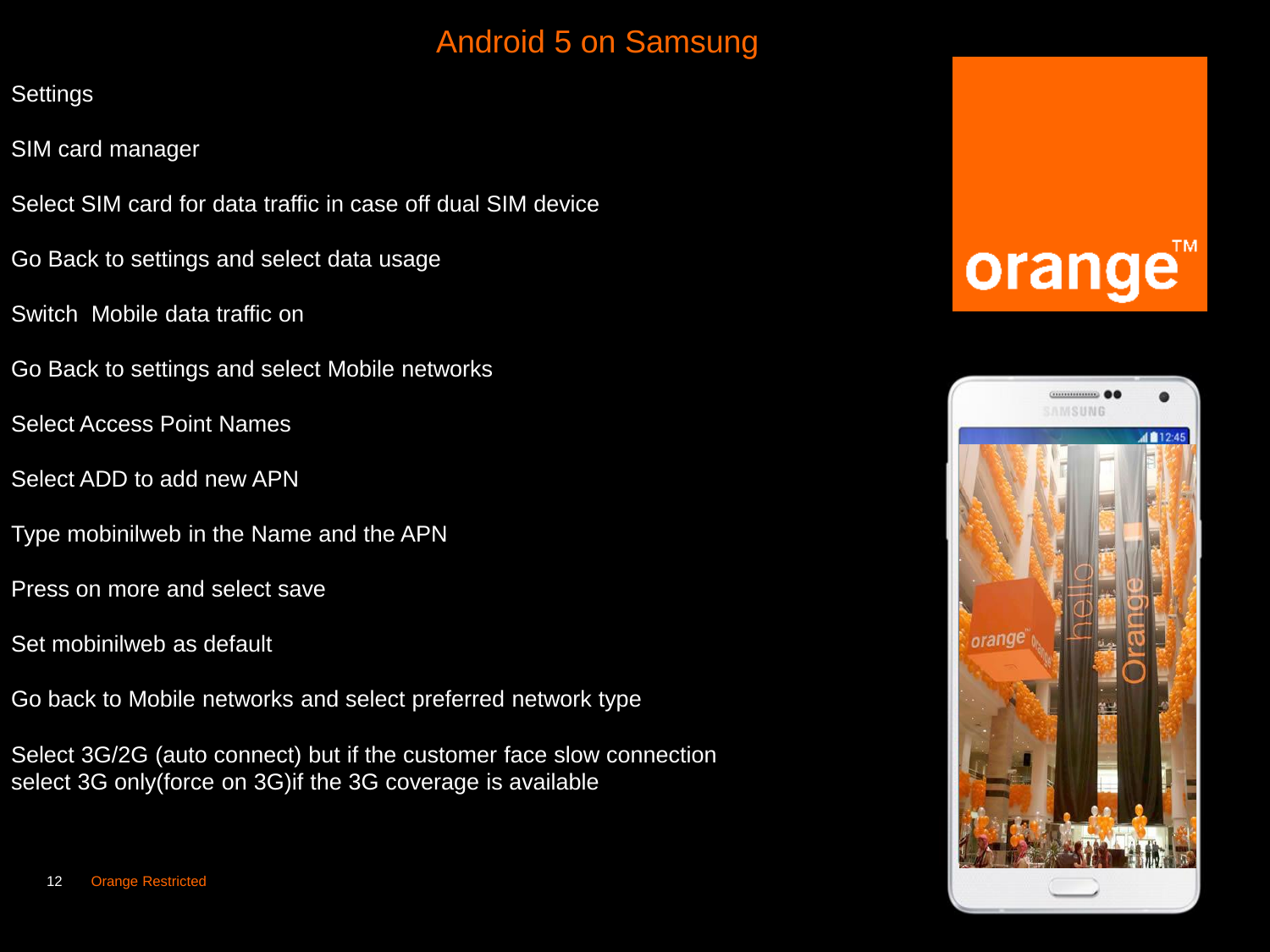# Android 5 on Samsung

Settings

SIM card manager

Select SIM card for data traffic in case off dual SIM device

Go Back to settings and select data usage

Switch  Mobile data traffic on

Go Back to settings and select Mobile networks

Select Access Point Names

Select ADD to add new APN

Type mobinilweb in the Name and the APN

Press on more and select save

Set mobinilweb as default

Go back to Mobile networks and select preferred network type

Select 3G/2G (auto connect) but if the customer face slow connection select 3G only(force on 3G)if the 3G coverage is available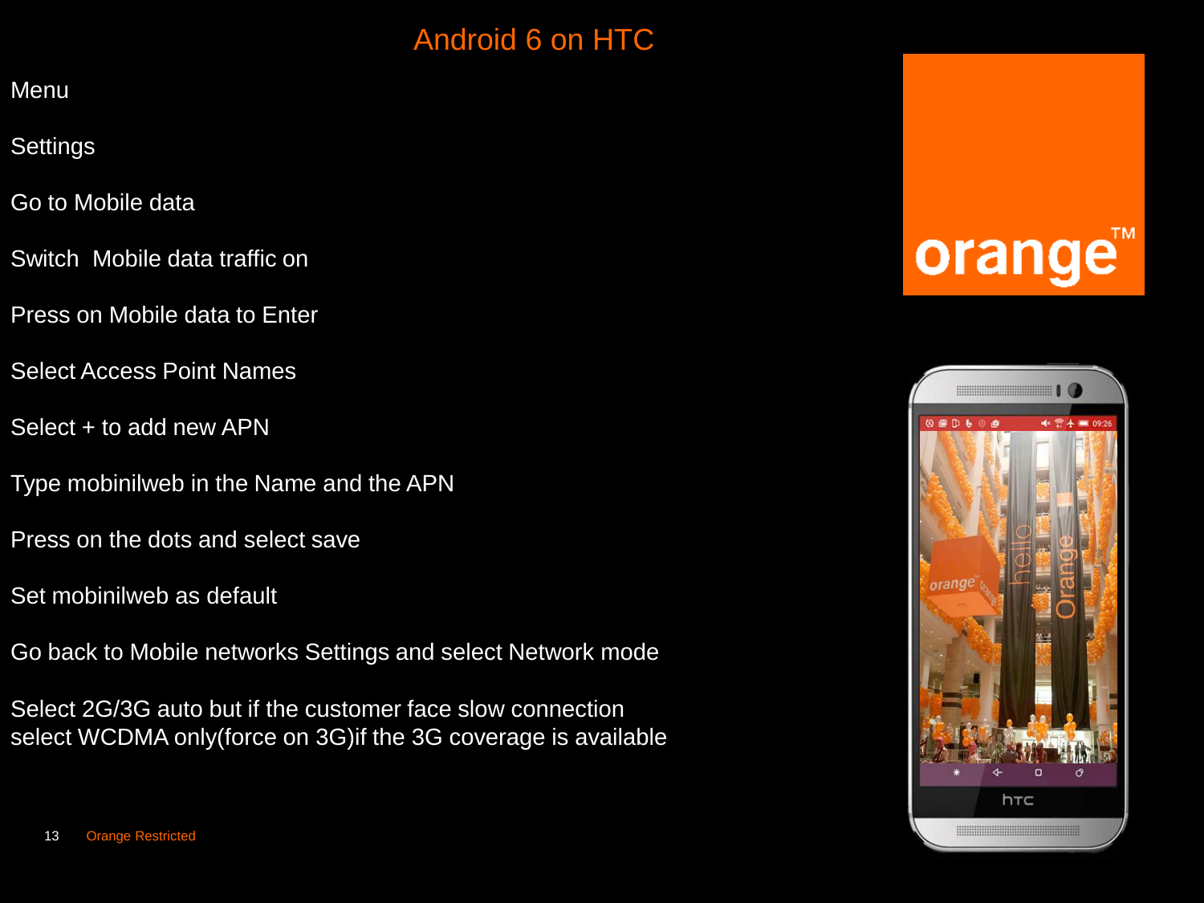# Android 6 on HTC

Menu

Settings

Go to Mobile data

Switch  Mobile data traffic on

Press on Mobile data to Enter

Select Access Point Names

Select + to add new APN

Type mobinilweb in the Name and the APN

Press on the dots and select save

Set mobinilweb as default

Go back to Mobile networks Settings and select Network mode

Select 2G/3G auto but if the customer face slow connection select WCDMA only(force on 3G)if the 3G coverage is available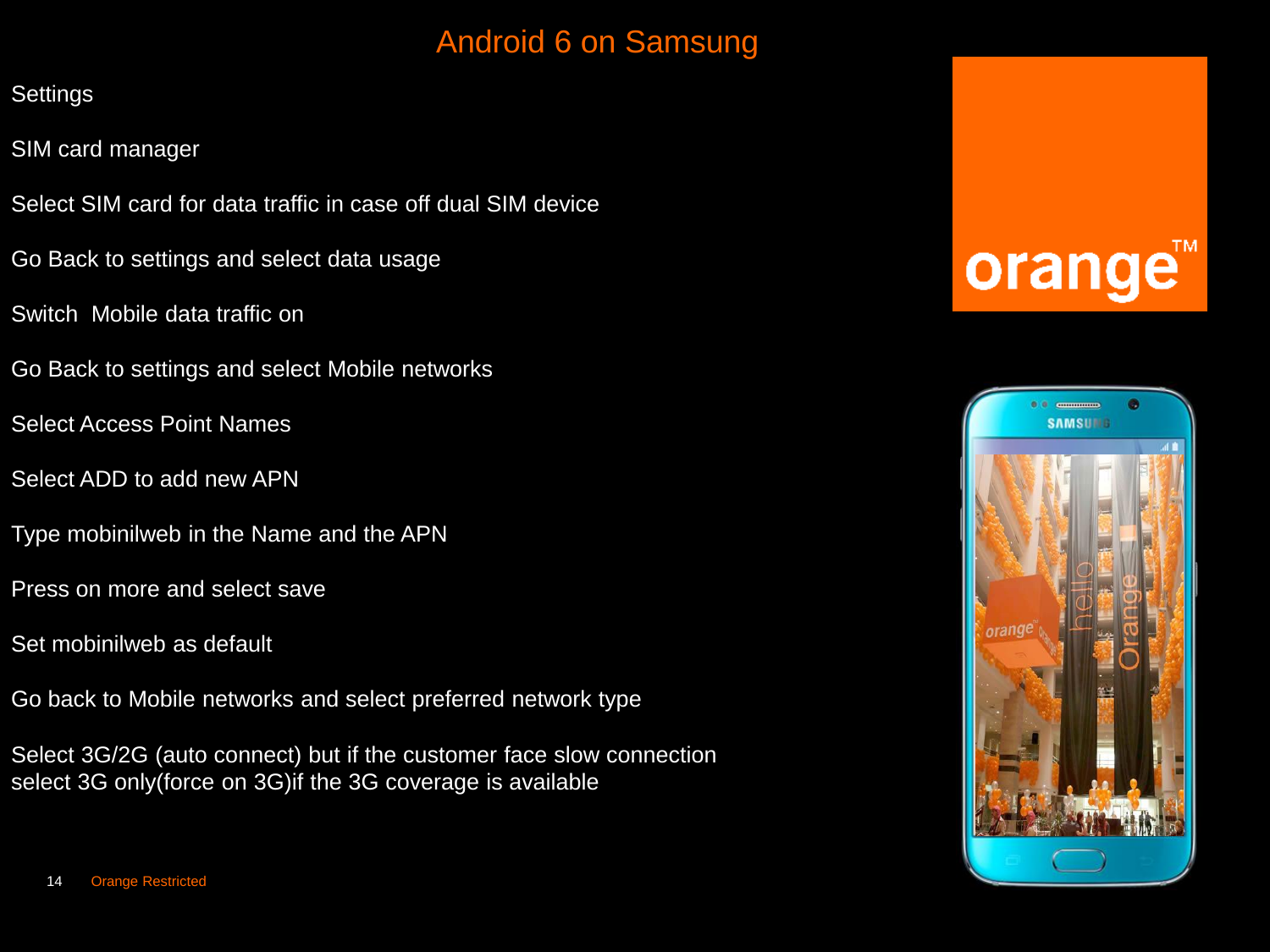# Android 6 on Samsung

Settings

SIM card manager

Select SIM card for data traffic in case off dual SIM device

Go Back to settings and select data usage

Switch  Mobile data traffic on

Go Back to settings and select Mobile networks

Select Access Point Names

Select ADD to add new APN

Type mobinilweb in the Name and the APN

Press on more and select save

Set mobinilweb as default

Go back to Mobile networks and select preferred network type

Select 3G/2G (auto connect) but if the customer face slow connection select 3G only(force on 3G)if the 3G coverage is available

Orange Restricted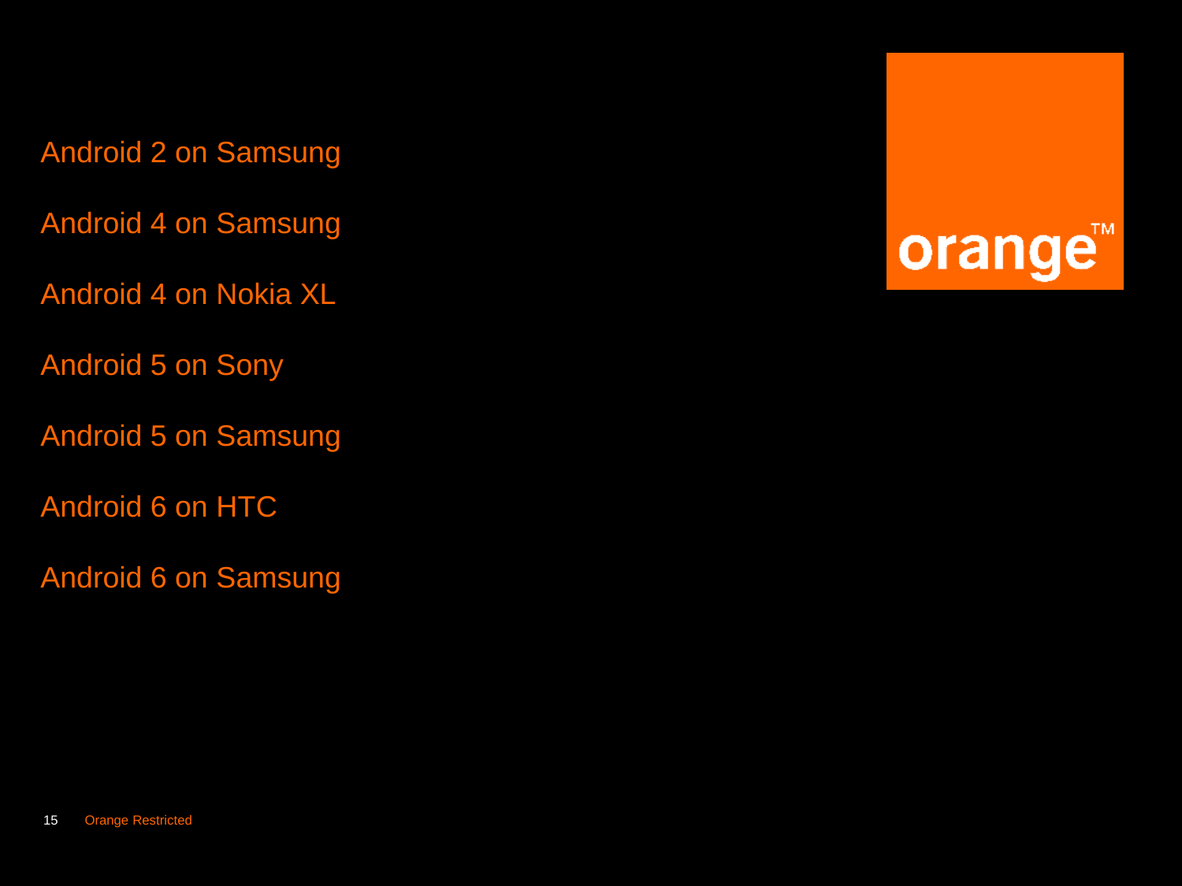Android 2 on Samsung

Android 4 on Samsung

Android 4 on Nokia XL

Android 5 on Sony

Android 5 on Samsung

Android 6 on HTC

Android 6 on Samsung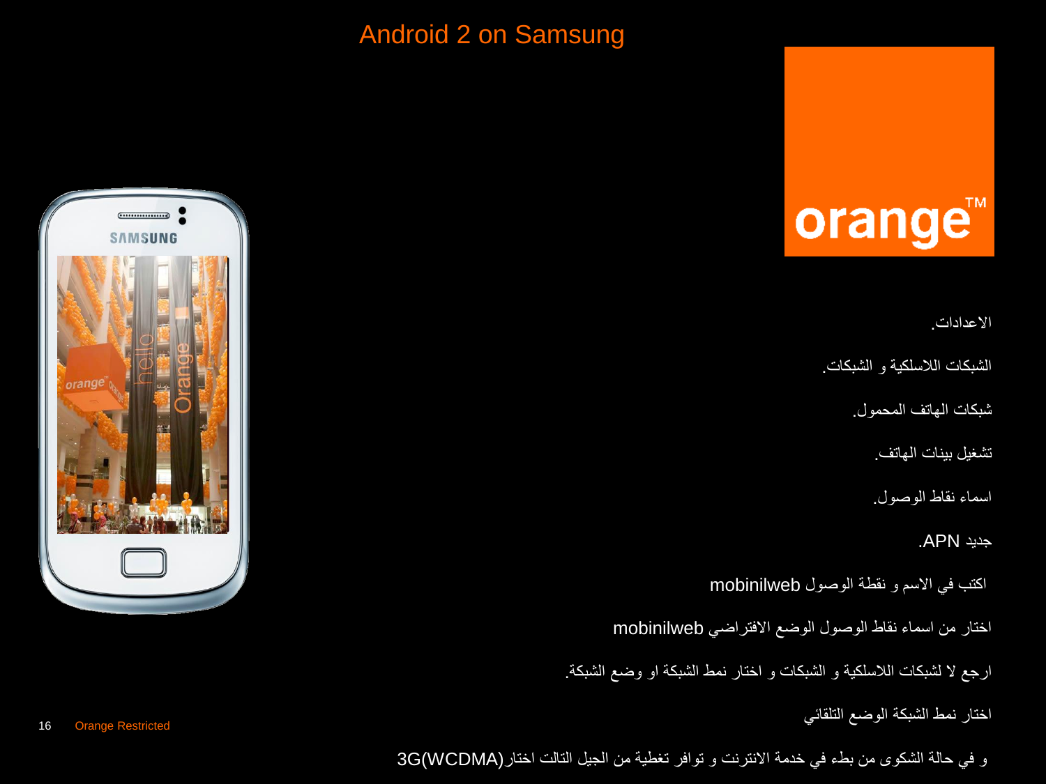# Android 2 on Samsung

الاعدادات.

الشبكات اللاسلكية و الشبكات.

شبكات الهاتف المحمول.

تشغيل بينات الهاتف.

اسماء نقاط الوصول.

جديد APN.

اكتب في الاسم و نقطة الوصول mobinilweb

اختار من اسماء نقاط الوصول الوضع الافتراضي mobinilweb

ارجع لا لشبكات اللاسلكية و الشبكات و اختار نمط الشبكة او وضع الشبكة.

اختار نمط الشبكة الوضع التلقائي

و في حالة الشكوى من بطء في خدمة الانترنت و توافر تغطية من الجيل التالت اختار 3G(WCDMA)

Orange Restricted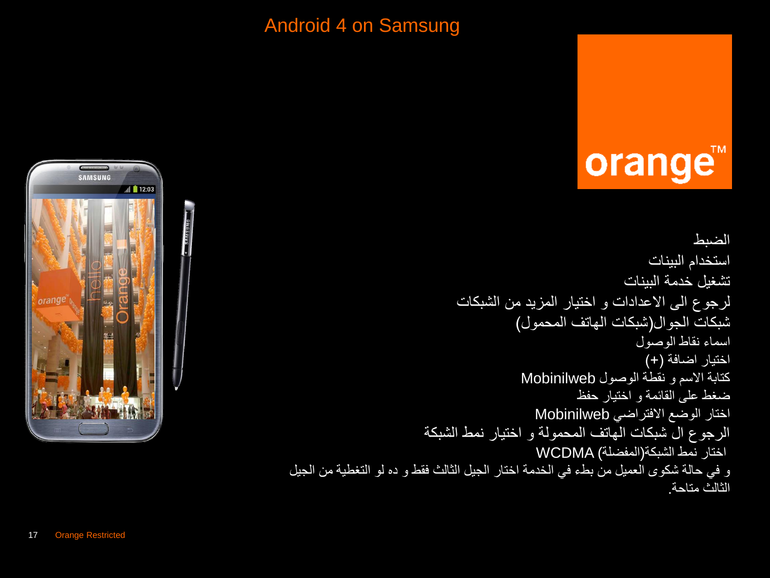# Android 4 on Samsung

الضبط

استخدام البيانات

تشغيل خدمة البيانات

لرجوع الى الاعدادات و اختيار المزيد من الشبكات

شبكات الجوال(شبكات الهاتف المحمول)

اسماء نقاط الوصول

اختيار اضافة (+)

كتابة الاسم و نقطة الوصول Mobinilweb

ضغط على القائمة و اختيار حفظ

اختار الوضع الافتراضي Mobinilweb

الرجوع ال شبكات الهاتف المحمولة و اختيار نمط الشبكة

اختار نمط الشبكة(المفضلة) WCDMA

و في حالة شكوى العميل من بطء في الخدمة اختار الجيل الثالث فقط و ده لو التغطية من الجيل الثالث متاحة.

Orange Restricted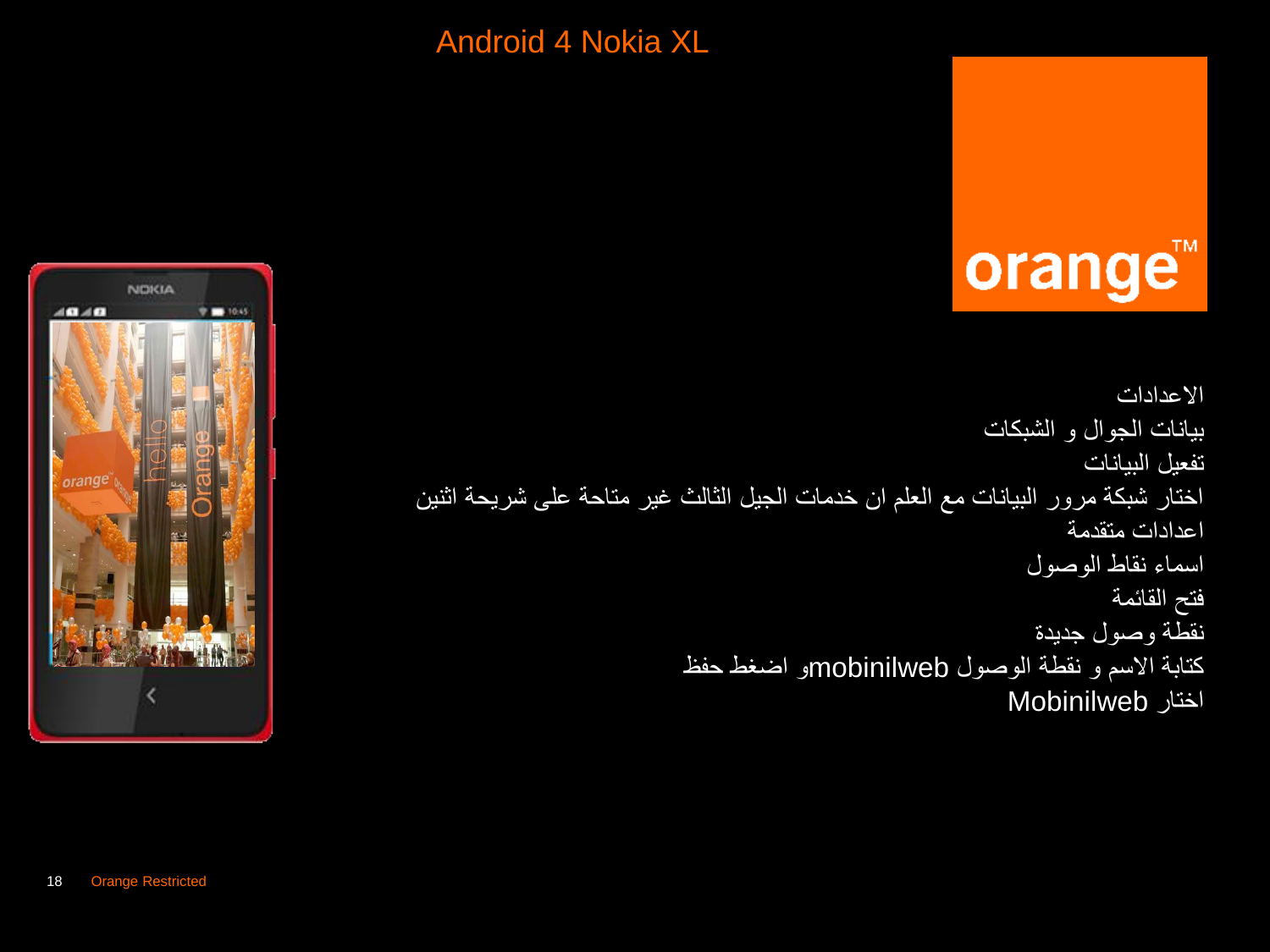# Android 4 Nokia XL

الاعدادات

بيانات الجوال و الشبكات

تفعيل البيانات

اختار شبكة مرور البيانات مع العلم ان خدمات الجيل الثالث غير متاحة على شريحة اثنين

اعدادات متقدمة

اسماء نقاط الوصول

فتح القائمة

نقطة وصول جديدة

كتابة الاسم و نقطة الوصول mobinilwebو اضغط حفظ

اختار Mobinilweb

Orange Restricted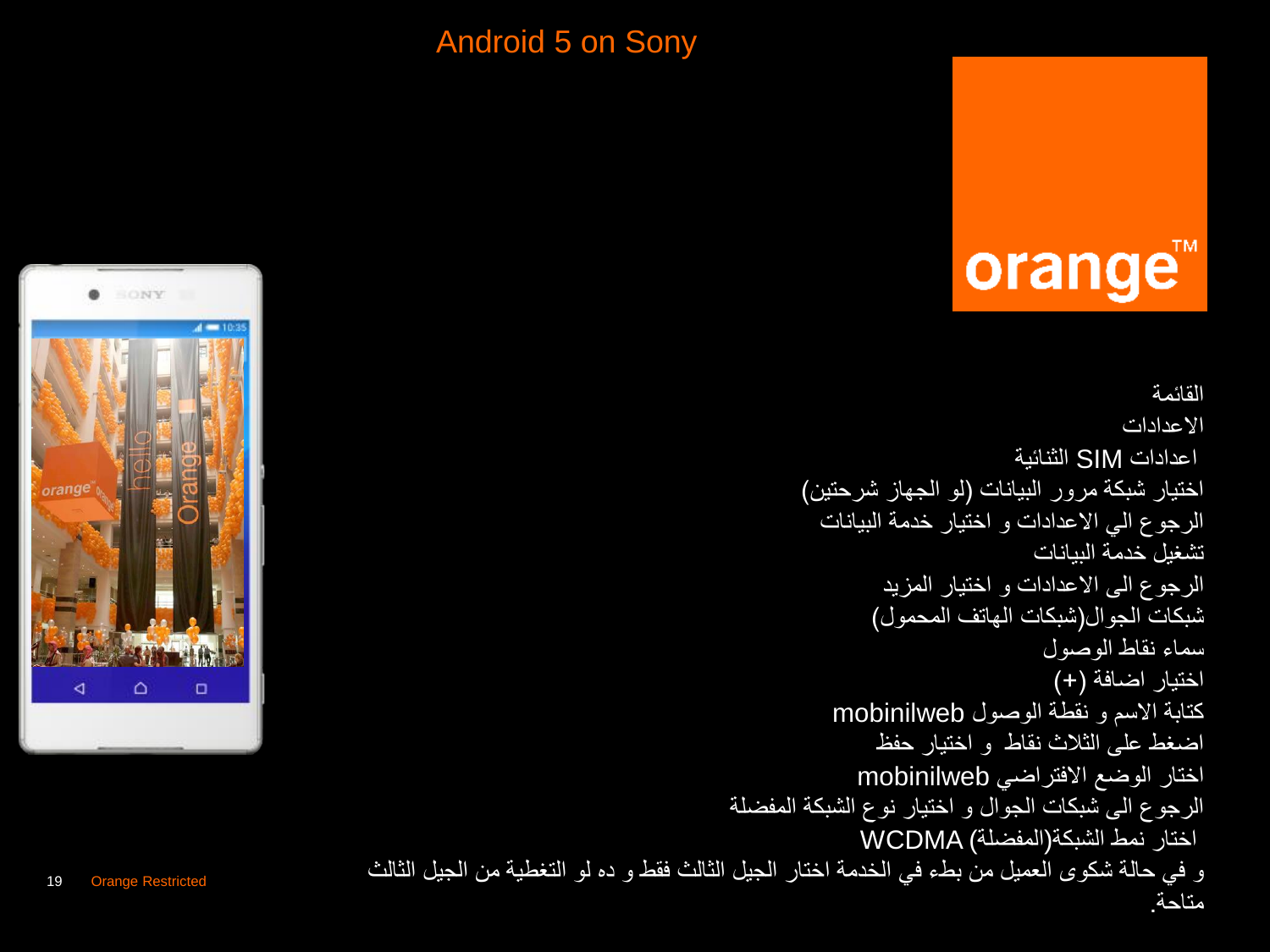# Android 5 on Sony

القائمة
الاعدادات
اعدادات SIM الثنائية
اختيار شبكة مرور البيانات (لو الجهاز شرحتين)
الرجوع الي الاعدادات و اختيار خدمة البيانات
تشغيل خدمة البيانات
الرجوع الى الاعدادات و اختيار المزيد
شبكات الجوال(شبكات الهاتف المحمول)
سماء نقاط الوصول
اختيار اضافة (+)
كتابة الاسم و نقطة الوصول mobinilweb
اضغط على الثلاث نقاط و اختيار حفظ
اختار الوضع الافتراضي mobinilweb
الرجوع الى شبكات الجوال و اختيار نوع الشبكة المفضلة
اختار نمط الشبكة(المفضلة) WCDMA
و في حالة شكوى العميل من بطء في الخدمة اختار الجيل الثالث فقط و ده لو التغطية من الجيل الثالث متاحة.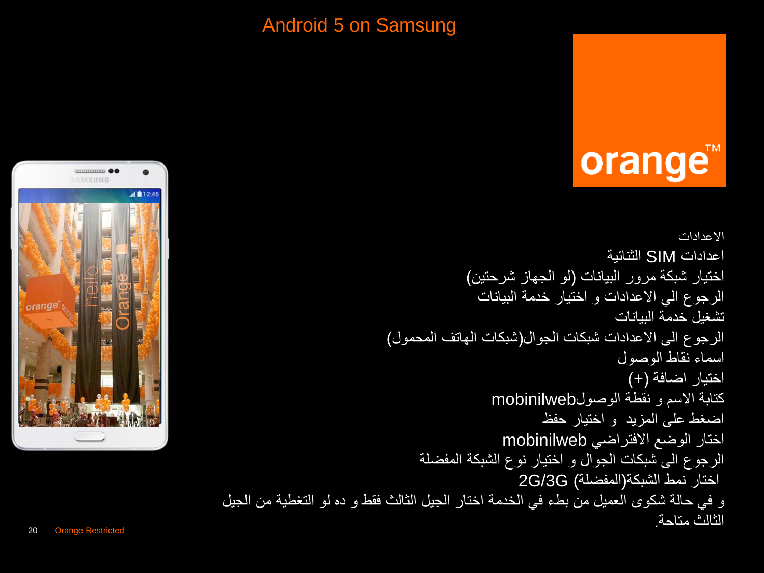# Android 5 on Samsung

الاعدادات
اعدادات SIM الثنائية
اختيار شبكة مرور البيانات (لو الجهاز شرحتين)
الرجوع الي الاعدادات و اختيار خدمة البيانات
تشغيل خدمة البيانات
الرجوع الى الاعدادات شبكات الجوال(شبكات الهاتف المحمول)
اسماء نقاط الوصول
اختيار اضافة (+)
كتابة الاسم و نقطة الوصولmobinilweb
اضغط على المزيد و اختيار حفظ
اختار الوضع الافتراضي mobinilweb
الرجوع الى شبكات الجوال و اختيار نوع الشبكة المفضلة
اختار نمط الشبكة(المفضلة) 2G/3G
و في حالة شكوى العميل من بطء في الخدمة اختار الجيل الثالث فقط و ده لو التغطية من الجيل الثالث متاحة.

Orange Restricted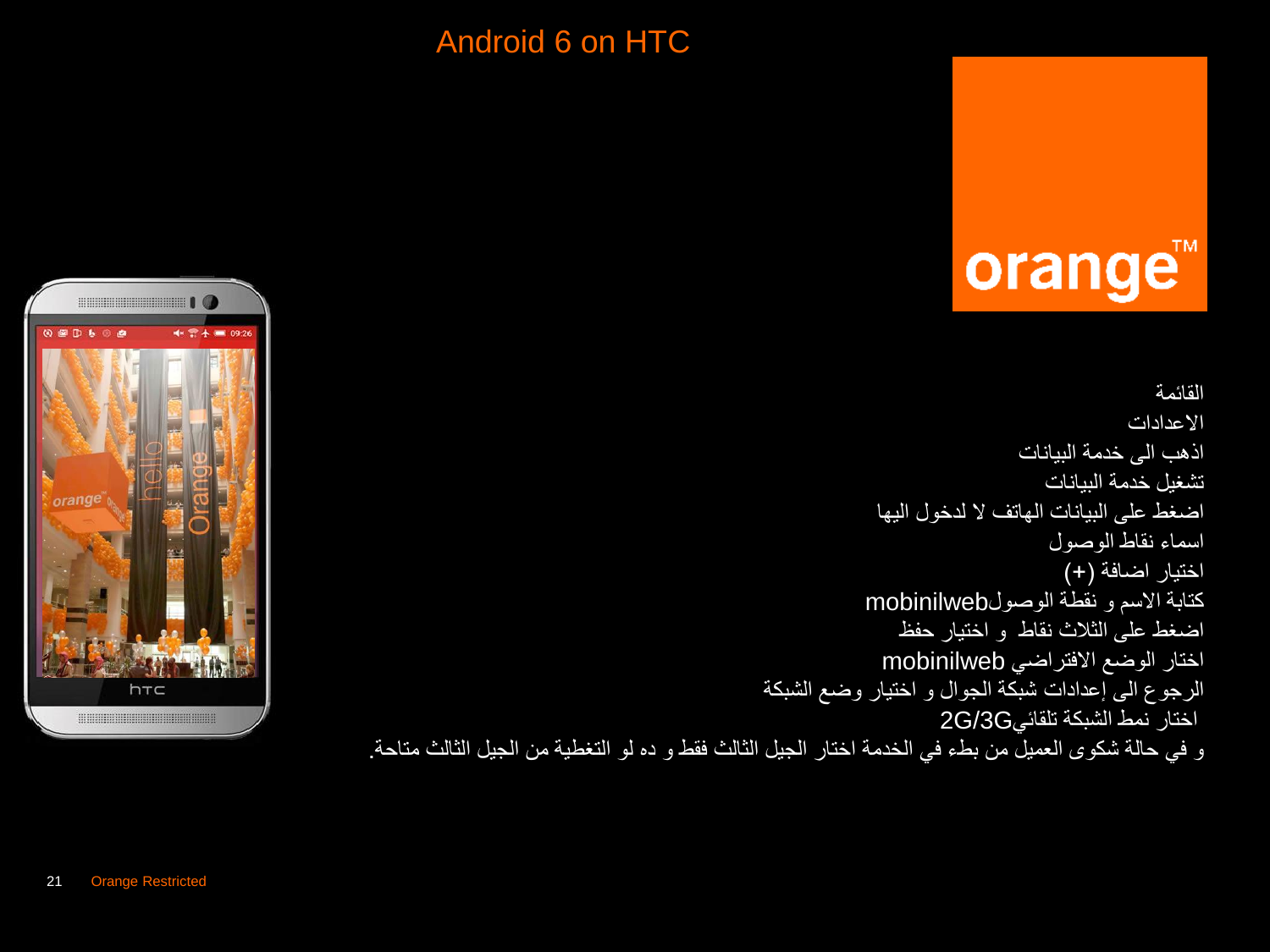# Android 6 on HTC

القائمة

الاعدادات

اذهب الى خدمة البيانات

تشغيل خدمة البيانات

اضغط على البيانات الهاتف لا لدخول اليها

اسماء نقاط الوصول

اختيار اضافة (+)

كتابة الاسم و نقطة الوصولmobinilweb

اضغط على الثلاث نقاط و اختيار حفظ

اختار الوضع الافتراضي mobinilweb

الرجوع الى إعدادات شبكة الجوال و اختيار وضع الشبكة

اختار نمط الشبكة تلقائي2G/3G

و في حالة شكوى العميل من بطء في الخدمة اختار الجيل الثالث فقط و ده لو التغطية من الجيل الثالث متاحة.

Orange Restricted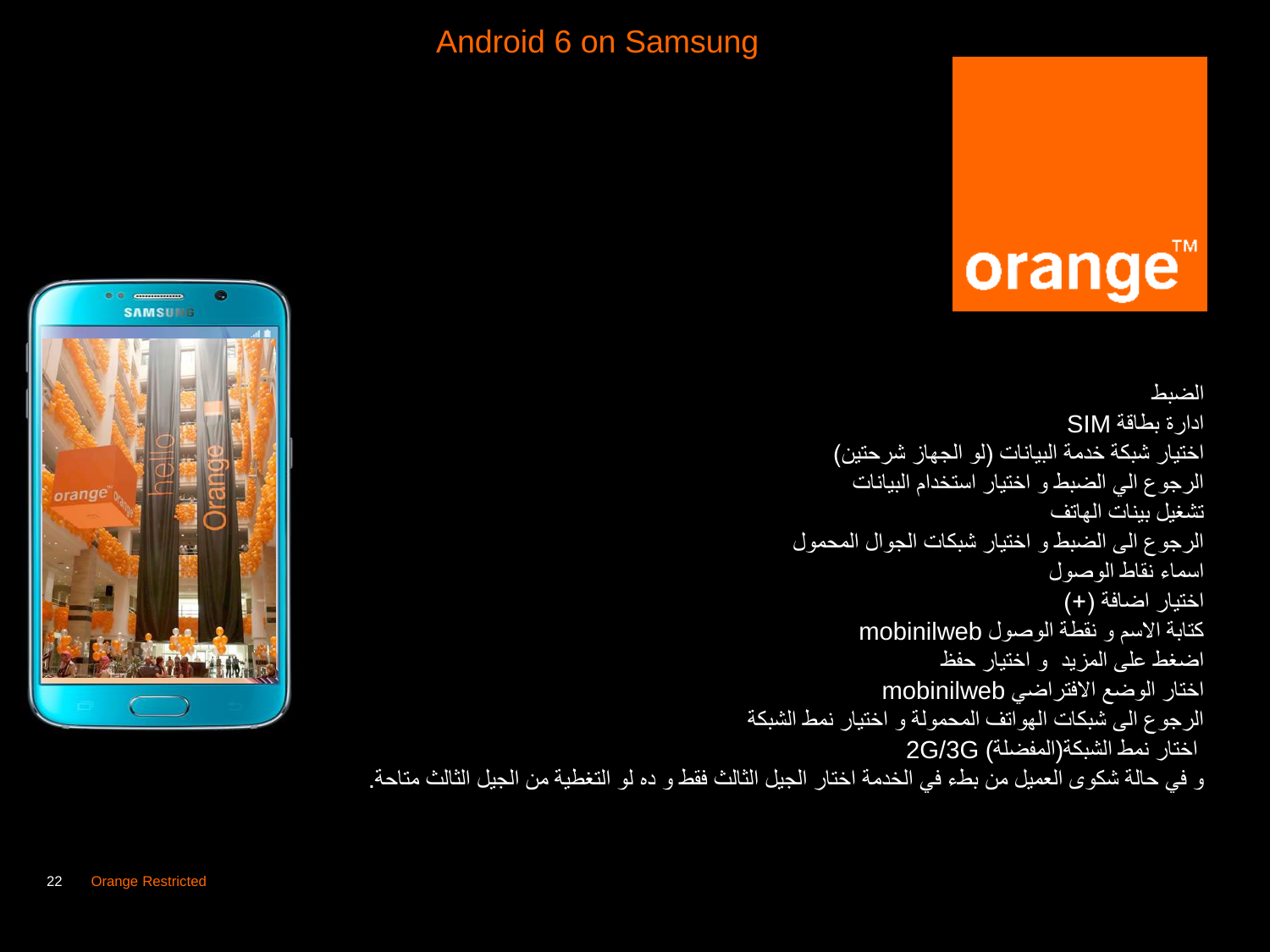# Android 6 on Samsung

الضبط

ادارة بطاقة SIM

اختيار شبكة خدمة البيانات (لو الجهاز شرحتين)

الرجوع الي الضبط و اختيار استخدام البيانات

تشغيل بينات الهاتف

الرجوع الى الضبط و اختيار شبكات الجوال المحمول

اسماء نقاط الوصول

اختيار اضافة (+)

كتابة الاسم و نقطة الوصول mobinilweb

اضغط على المزيد و اختيار حفظ

اختار الوضع الافتراضي mobinilweb

الرجوع الى شبكات الهواتف المحمولة و اختيار نمط الشبكة

اختار نمط الشبكة(المفضلة) 2G/3G

و في حالة شكوى العميل من بطء في الخدمة اختار الجيل الثالث فقط و ده لو التغطية من الجيل الثالث متاحة.